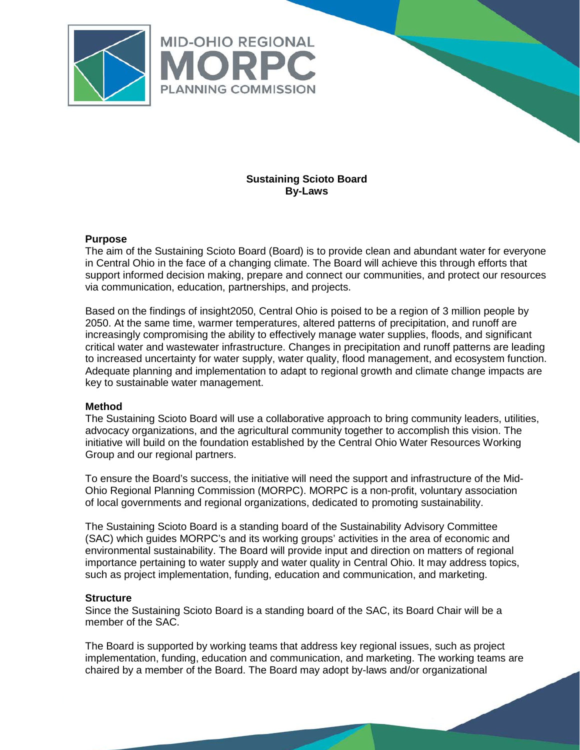# Sustaining Scioto Board
# By-Laws

## Purpose

The aim of the Sustaining Scioto Board (Board) is to provide clean and abundant water for everyone in Central Ohio in the face of a changing climate. The Board will achieve this through efforts that support informed decision making, prepare and connect our communities, and protect our resources via communication, education, partnerships, and projects.

Based on the findings of insight2050, Central Ohio is poised to be a region of 3 million people by 2050. At the same time, warmer temperatures, altered patterns of precipitation, and runoff are increasingly compromising the ability to effectively manage water supplies, floods, and significant critical water and wastewater infrastructure. Changes in precipitation and runoff patterns are leading to increased uncertainty for water supply, water quality, flood management, and ecosystem function. Adequate planning and implementation to adapt to regional growth and climate change impacts are key to sustainable water management.

## Method

The Sustaining Scioto Board will use a collaborative approach to bring community leaders, utilities, advocacy organizations, and the agricultural community together to accomplish this vision. The initiative will build on the foundation established by the Central Ohio Water Resources Working Group and our regional partners.

To ensure the Board's success, the initiative will need the support and infrastructure of the Mid-Ohio Regional Planning Commission (MORPC). MORPC is a non-profit, voluntary association of local governments and regional organizations, dedicated to promoting sustainability.

The Sustaining Scioto Board is a standing board of the Sustainability Advisory Committee (SAC) which guides MORPC's and its working groups' activities in the area of economic and environmental sustainability. The Board will provide input and direction on matters of regional importance pertaining to water supply and water quality in Central Ohio. It may address topics, such as project implementation, funding, education and communication, and marketing.

## Structure

Since the Sustaining Scioto Board is a standing board of the SAC, its Board Chair will be a member of the SAC.

The Board is supported by working teams that address key regional issues, such as project implementation, funding, education and communication, and marketing. The working teams are chaired by a member of the Board. The Board may adopt by-laws and/or organizational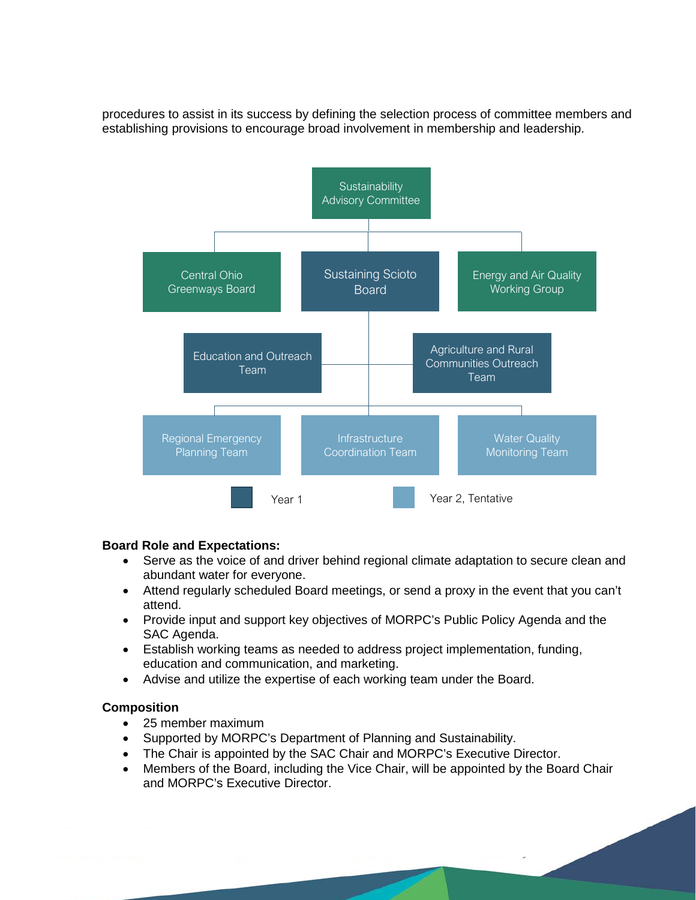procedures to assist in its success by defining the selection process of committee members and establishing provisions to encourage broad involvement in membership and leadership.

Sustainability Advisory Committee

Central Ohio Greenways Board

Sustaining Scioto Board

Energy and Air Quality Working Group

Education and Outreach Team

Agriculture and Rural Communities Outreach Team

Regional Emergency Planning Team

Infrastructure Coordination Team

Water Quality Monitoring Team

Year 1

Year 2, Tentative

**Board Role and Expectations:**

- Serve as the voice of and driver behind regional climate adaptation to secure clean and abundant water for everyone.
- Attend regularly scheduled Board meetings, or send a proxy in the event that you can't attend.
- Provide input and support key objectives of MORPC's Public Policy Agenda and the SAC Agenda.
- Establish working teams as needed to address project implementation, funding, education and communication, and marketing.
- Advise and utilize the expertise of each working team under the Board.

**Composition**

- 25 member maximum
- Supported by MORPC's Department of Planning and Sustainability.
- The Chair is appointed by the SAC Chair and MORPC's Executive Director.
- Members of the Board, including the Vice Chair, will be appointed by the Board Chair and MORPC's Executive Director.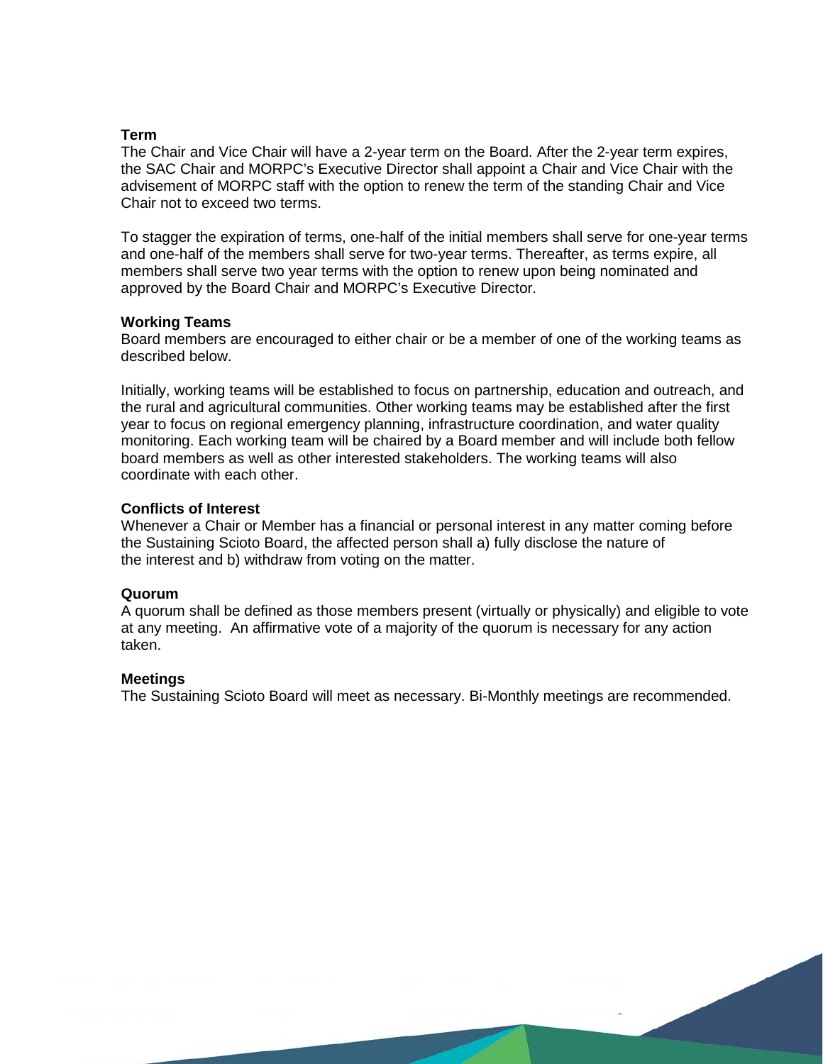**Term**

The Chair and Vice Chair will have a 2-year term on the Board. After the 2-year term expires, the SAC Chair and MORPC's Executive Director shall appoint a Chair and Vice Chair with the advisement of MORPC staff with the option to renew the term of the standing Chair and Vice Chair not to exceed two terms.

To stagger the expiration of terms, one-half of the initial members shall serve for one-year terms and one-half of the members shall serve for two-year terms. Thereafter, as terms expire, all members shall serve two year terms with the option to renew upon being nominated and approved by the Board Chair and MORPC's Executive Director.

**Working Teams**

Board members are encouraged to either chair or be a member of one of the working teams as described below.

Initially, working teams will be established to focus on partnership, education and outreach, and the rural and agricultural communities. Other working teams may be established after the first year to focus on regional emergency planning, infrastructure coordination, and water quality monitoring. Each working team will be chaired by a Board member and will include both fellow board members as well as other interested stakeholders. The working teams will also coordinate with each other.

**Conflicts of Interest**

Whenever a Chair or Member has a financial or personal interest in any matter coming before the Sustaining Scioto Board, the affected person shall a) fully disclose the nature of the interest and b) withdraw from voting on the matter.

**Quorum**

A quorum shall be defined as those members present (virtually or physically) and eligible to vote at any meeting. An affirmative vote of a majority of the quorum is necessary for any action taken.

**Meetings**

The Sustaining Scioto Board will meet as necessary. Bi-Monthly meetings are recommended.